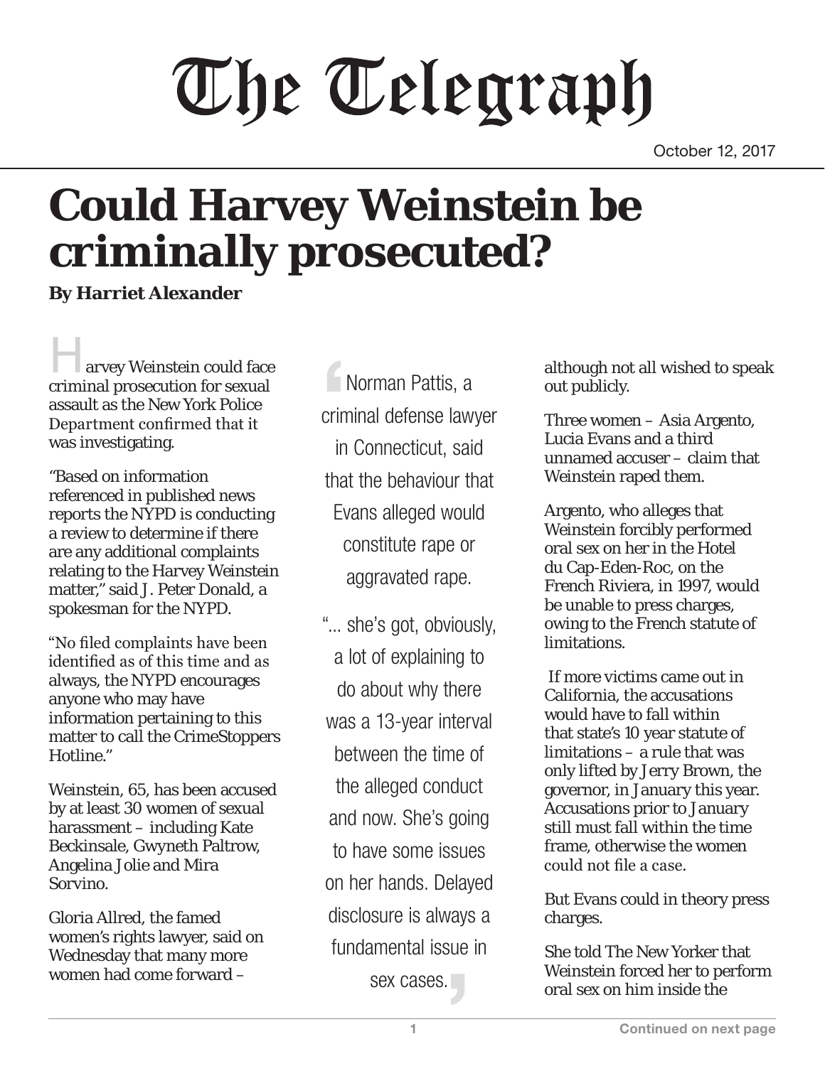# The Telegraph

October 12, 2017

# Could Harvey Weinstein be criminally prosecuted?

**By Harriet Alexander**

Harvey Weinstein could face criminal prosecution for sexual assault as the New York Police Department confirmed that it was investigating.

"Based on information referenced in published news reports the NYPD is conducting a review to determine if there are any additional complaints relating to the Harvey Weinstein matter," said J. Peter Donald, a spokesman for the NYPD.

"No filed complaints have been identified as of this time and as always, the NYPD encourages anyone who may have information pertaining to this matter to call the CrimeStoppers Hotline."

Weinstein, 65, has been accused by at least 30 women of sexual harassment – including Kate Beckinsale, Gwyneth Paltrow, Angelina Jolie and Mira Sorvino.

Gloria Allred, the famed women's rights lawyer, said on Wednesday that many more women had come forward – although not all wished to speak out publicly.

> Norman Pattis, a criminal defense lawyer in Connecticut, said that the behaviour that Evans alleged would constitute rape or aggravated rape.
>
> "... she's got, obviously, a lot of explaining to do about why there was a 13-year interval between the time of the alleged conduct and now. She's going to have some issues on her hands. Delayed disclosure is always a fundamental issue in sex cases."

Three women – Asia Argento, Lucia Evans and a third unnamed accuser – claim that Weinstein raped them.

Argento, who alleges that Weinstein forcibly performed oral sex on her in the Hotel du Cap-Eden-Roc, on the French Riviera, in 1997, would be unable to press charges, owing to the French statute of limitations.

If more victims came out in California, the accusations would have to fall within that state's 10 year statute of limitations – a rule that was only lifted by Jerry Brown, the governor, in January this year. Accusations prior to January still must fall within the time frame, otherwise the women could not file a case.

But Evans could in theory press charges.

She told The New Yorker that Weinstein forced her to perform oral sex on him inside the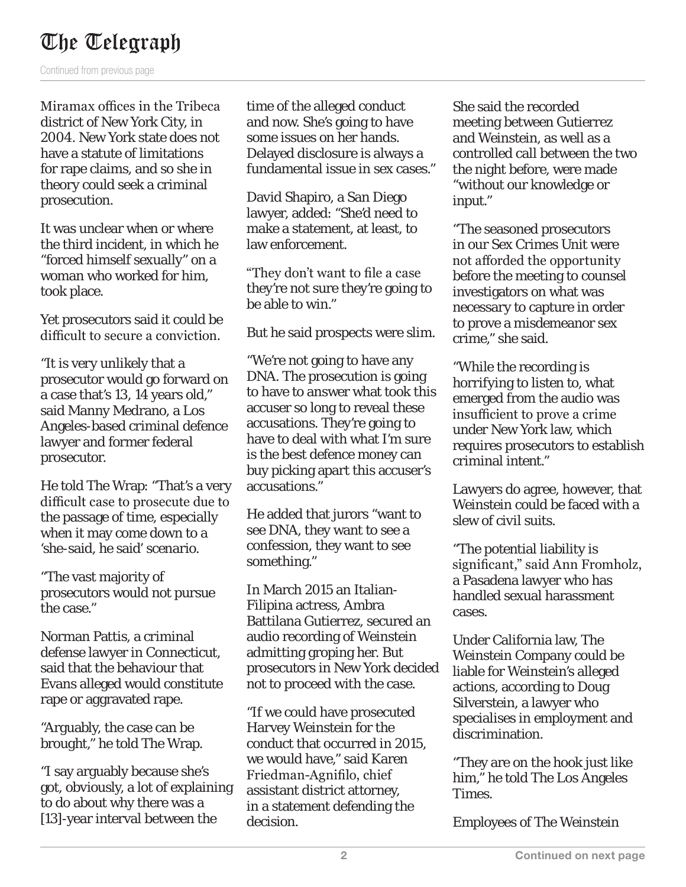Miramax offices in the Tribeca district of New York City, in 2004. New York state does not have a statute of limitations for rape claims, and so she in theory could seek a criminal prosecution.

It was unclear when or where the third incident, in which he "forced himself sexually" on a woman who worked for him, took place.

Yet prosecutors said it could be difficult to secure a conviction.

"It is very unlikely that a prosecutor would go forward on a case that's 13, 14 years old," said Manny Medrano, a Los Angeles-based criminal defence lawyer and former federal prosecutor.

He told The Wrap: "That's a very difficult case to prosecute due to the passage of time, especially when it may come down to a 'she-said, he said' scenario.

"The vast majority of prosecutors would not pursue the case."

Norman Pattis, a criminal defense lawyer in Connecticut, said that the behaviour that Evans alleged would constitute rape or aggravated rape.

"Arguably, the case can be brought," he told The Wrap.

"I say arguably because she's got, obviously, a lot of explaining to do about why there was a [13]-year interval between the time of the alleged conduct and now. She's going to have some issues on her hands. Delayed disclosure is always a fundamental issue in sex cases."

David Shapiro, a San Diego lawyer, added: "She'd need to make a statement, at least, to law enforcement.

"They don't want to file a case they're not sure they're going to be able to win."

But he said prospects were slim.

"We're not going to have any DNA. The prosecution is going to have to answer what took this accuser so long to reveal these accusations. They're going to have to deal with what I'm sure is the best defence money can buy picking apart this accuser's accusations."

He added that jurors "want to see DNA, they want to see a confession, they want to see something."

In March 2015 an Italian-Filipina actress, Ambra Battilana Gutierrez, secured an audio recording of Weinstein admitting groping her. But prosecutors in New York decided not to proceed with the case.

"If we could have prosecuted Harvey Weinstein for the conduct that occurred in 2015, we would have," said Karen Friedman-Agnifilo, chief assistant district attorney, in a statement defending the decision.

She said the recorded meeting between Gutierrez and Weinstein, as well as a controlled call between the two the night before, were made "without our knowledge or input."

"The seasoned prosecutors in our Sex Crimes Unit were not afforded the opportunity before the meeting to counsel investigators on what was necessary to capture in order to prove a misdemeanor sex crime," she said.

"While the recording is horrifying to listen to, what emerged from the audio was insufficient to prove a crime under New York law, which requires prosecutors to establish criminal intent."

Lawyers do agree, however, that Weinstein could be faced with a slew of civil suits.

"The potential liability is significant," said Ann Fromholz, a Pasadena lawyer who has handled sexual harassment cases.

Under California law, The Weinstein Company could be liable for Weinstein's alleged actions, according to Doug Silverstein, a lawyer who specialises in employment and discrimination.

"They are on the hook just like him," he told The Los Angeles Times.

Employees of The Weinstein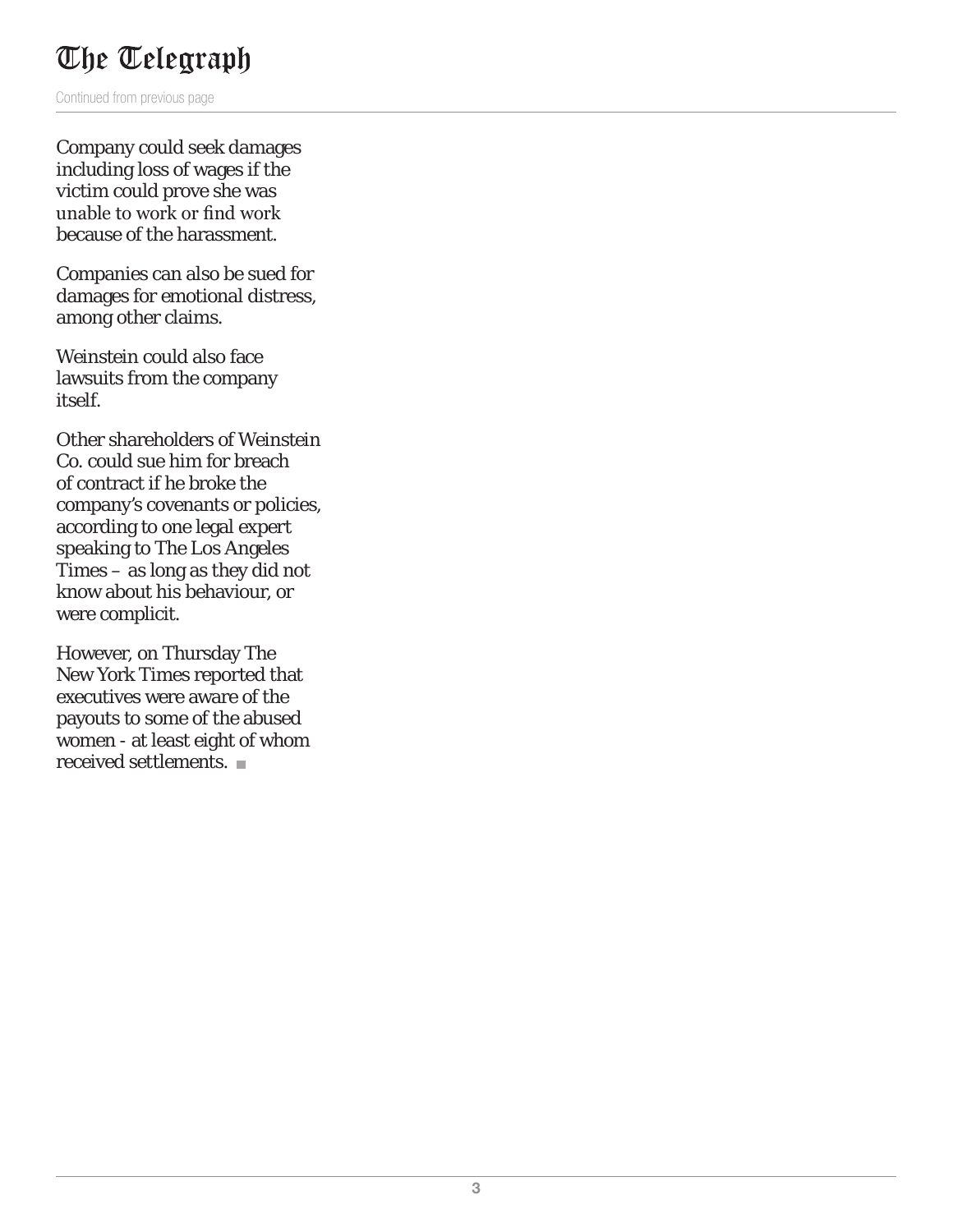Company could seek damages including loss of wages if the victim could prove she was unable to work or find work because of the harassment.

Companies can also be sued for damages for emotional distress, among other claims.

Weinstein could also face lawsuits from the company itself.

Other shareholders of Weinstein Co. could sue him for breach of contract if he broke the company's covenants or policies, according to one legal expert speaking to The Los Angeles Times – as long as they did not know about his behaviour, or were complicit.

However, on Thursday The New York Times reported that executives were aware of the payouts to some of the abused women - at least eight of whom received settlements.